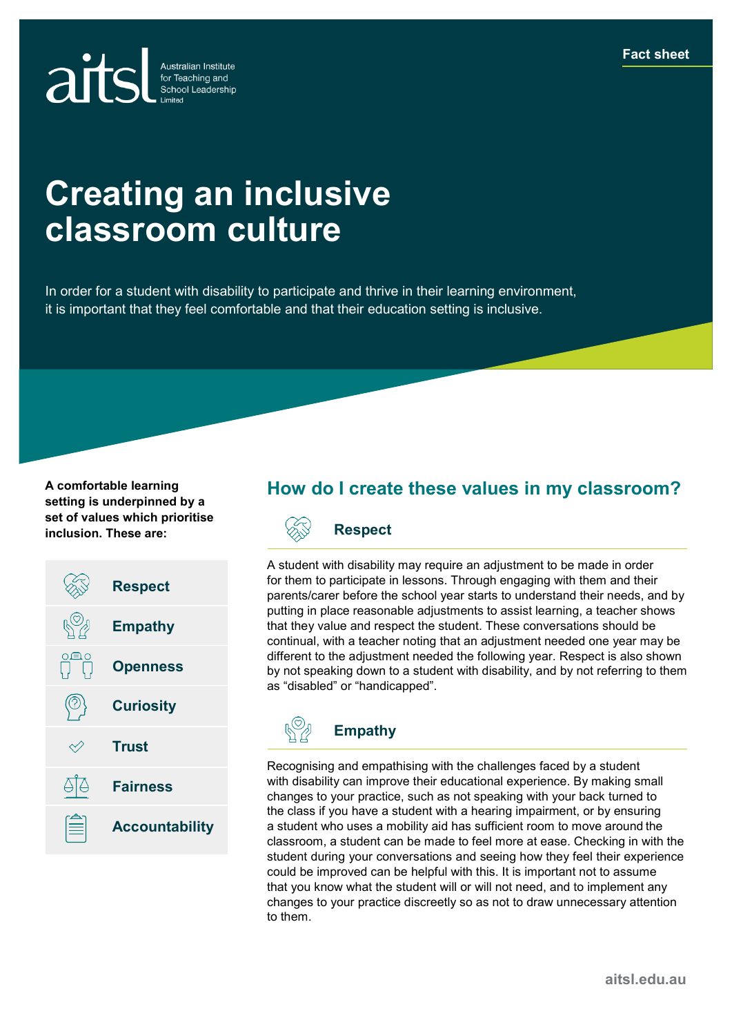Fact sheet

# Creating an inclusive classroom culture

In order for a student with disability to participate and thrive in their learning environment, it is important that they feel comfortable and that their education setting is inclusive.

**A comfortable learning setting is underpinned by a set of values which prioritise inclusion. These are:**

- **Respect**
- **Empathy**
- **Openness**
- **Curiosity**
- **Trust**
- **Fairness**
- **Accountability**

## How do I create these values in my classroom?

### Respect

A student with disability may require an adjustment to be made in order for them to participate in lessons. Through engaging with them and their parents/carer before the school year starts to understand their needs, and by putting in place reasonable adjustments to assist learning, a teacher shows that they value and respect the student. These conversations should be continual, with a teacher noting that an adjustment needed one year may be different to the adjustment needed the following year. Respect is also shown by not speaking down to a student with disability, and by not referring to them as "disabled" or "handicapped".

### Empathy

Recognising and empathising with the challenges faced by a student with disability can improve their educational experience. By making small changes to your practice, such as not speaking with your back turned to the class if you have a student with a hearing impairment, or by ensuring a student who uses a mobility aid has sufficient room to move around the classroom, a student can be made to feel more at ease. Checking in with the student during your conversations and seeing how they feel their experience could be improved can be helpful with this. It is important not to assume that you know what the student will or will not need, and to implement any changes to your practice discreetly so as not to draw unnecessary attention to them.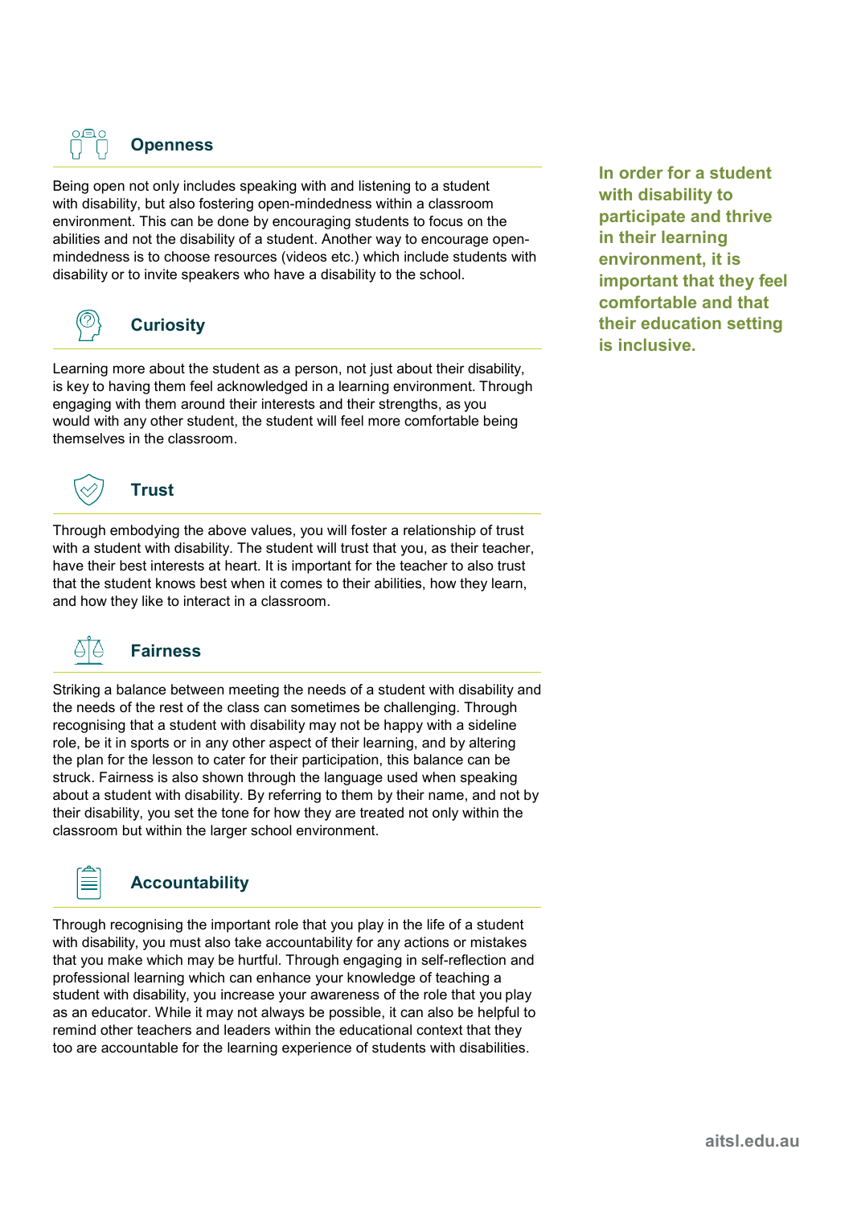### Openness

Being open not only includes speaking with and listening to a student with disability, but also fostering open-mindedness within a classroom environment. This can be done by encouraging students to focus on the abilities and not the disability of a student. Another way to encourage open-mindedness is to choose resources (videos etc.) which include students with disability or to invite speakers who have a disability to the school.

**In order for a student with disability to participate and thrive in their learning environment, it is important that they feel comfortable and that their education setting is inclusive.**

### Curiosity

Learning more about the student as a person, not just about their disability, is key to having them feel acknowledged in a learning environment. Through engaging with them around their interests and their strengths, as you would with any other student, the student will feel more comfortable being themselves in the classroom.

### Trust

Through embodying the above values, you will foster a relationship of trust with a student with disability. The student will trust that you, as their teacher, have their best interests at heart. It is important for the teacher to also trust that the student knows best when it comes to their abilities, how they learn, and how they like to interact in a classroom.

### Fairness

Striking a balance between meeting the needs of a student with disability and the needs of the rest of the class can sometimes be challenging. Through recognising that a student with disability may not be happy with a sideline role, be it in sports or in any other aspect of their learning, and by altering the plan for the lesson to cater for their participation, this balance can be struck. Fairness is also shown through the language used when speaking about a student with disability. By referring to them by their name, and not by their disability, you set the tone for how they are treated not only within the classroom but within the larger school environment.

### Accountability

Through recognising the important role that you play in the life of a student with disability, you must also take accountability for any actions or mistakes that you make which may be hurtful. Through engaging in self-reflection and professional learning which can enhance your knowledge of teaching a student with disability, you increase your awareness of the role that you play as an educator. While it may not always be possible, it can also be helpful to remind other teachers and leaders within the educational context that they too are accountable for the learning experience of students with disabilities.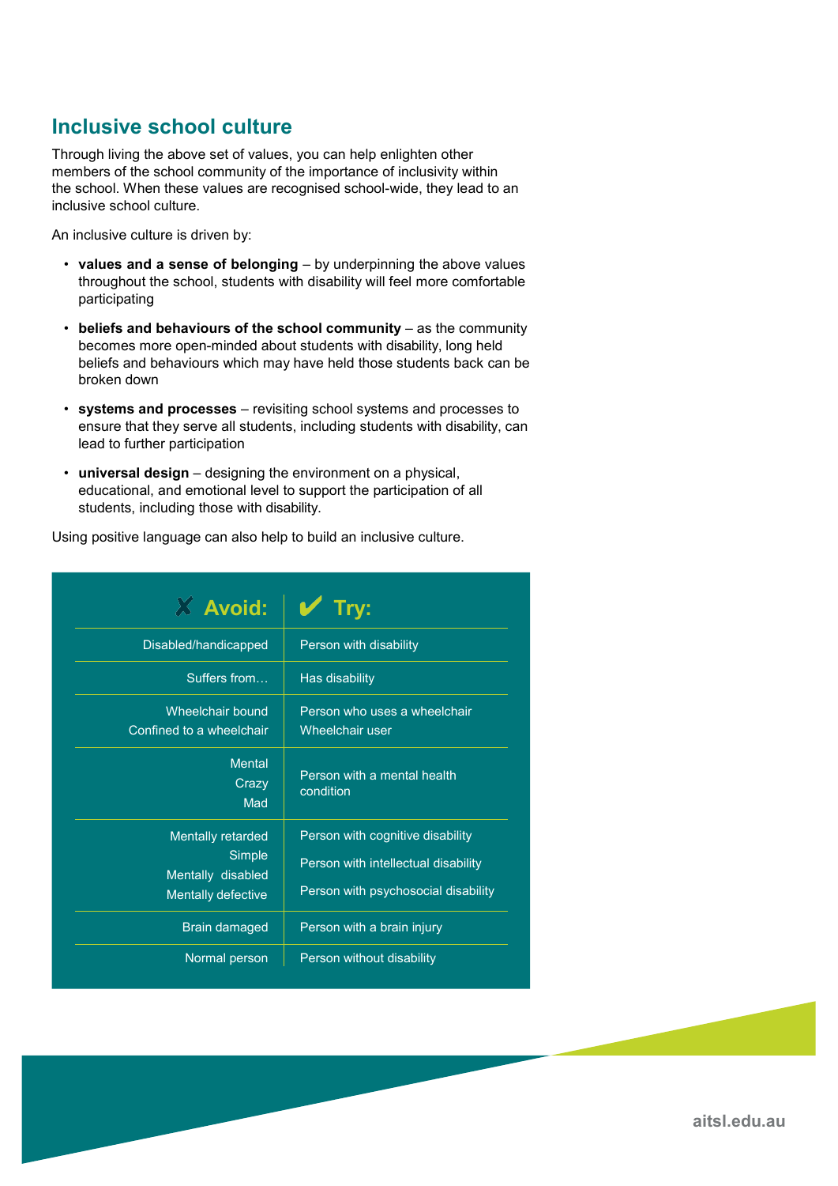## Inclusive school culture

Through living the above set of values, you can help enlighten other members of the school community of the importance of inclusivity within the school. When these values are recognised school-wide, they lead to an inclusive school culture.

An inclusive culture is driven by:

- **values and a sense of belonging** – by underpinning the above values throughout the school, students with disability will feel more comfortable participating
- **beliefs and behaviours of the school community** – as the community becomes more open-minded about students with disability, long held beliefs and behaviours which may have held those students back can be broken down
- **systems and processes** – revisiting school systems and processes to ensure that they serve all students, including students with disability, can lead to further participation
- **universal design** – designing the environment on a physical, educational, and emotional level to support the participation of all students, including those with disability.

Using positive language can also help to build an inclusive culture.

| ✗ Avoid: | ✔ Try: |
|---|---|
| Disabled/handicapped | Person with disability |
| Suffers from… | Has disability |
| Wheelchair bound<br>Confined to a wheelchair | Person who uses a wheelchair<br>Wheelchair user |
| Mental<br>Crazy<br>Mad | Person with a mental health condition |
| Mentally retarded<br>Simple<br>Mentally disabled<br>Mentally defective | Person with cognitive disability<br>Person with intellectual disability<br>Person with psychosocial disability |
| Brain damaged | Person with a brain injury |
| Normal person | Person without disability |